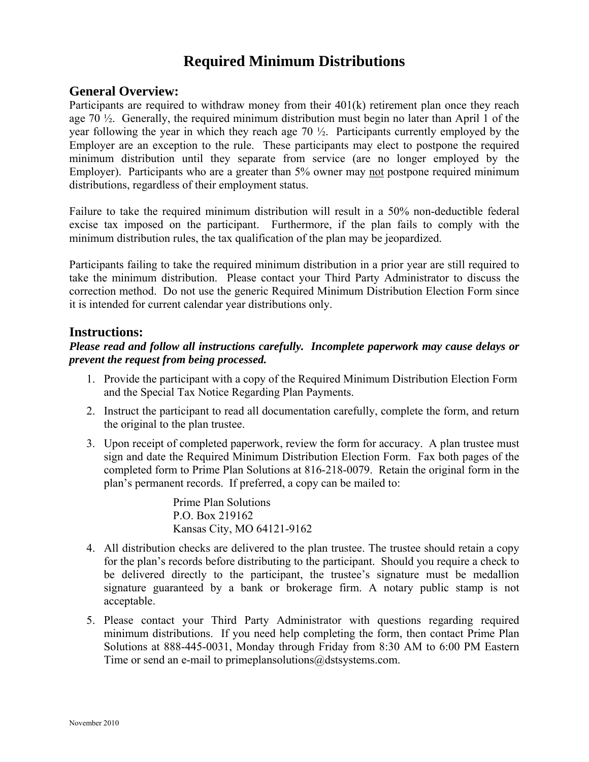# Required Minimum Distributions

## General Overview:

Participants are required to withdraw money from their 401(k) retirement plan once they reach age 70 ½. Generally, the required minimum distribution must begin no later than April 1 of the year following the year in which they reach age 70 ½. Participants currently employed by the Employer are an exception to the rule. These participants may elect to postpone the required minimum distribution until they separate from service (are no longer employed by the Employer). Participants who are a greater than 5% owner may <u>not</u> postpone required minimum distributions, regardless of their employment status.

Failure to take the required minimum distribution will result in a 50% non-deductible federal excise tax imposed on the participant. Furthermore, if the plan fails to comply with the minimum distribution rules, the tax qualification of the plan may be jeopardized.

Participants failing to take the required minimum distribution in a prior year are still required to take the minimum distribution. Please contact your Third Party Administrator to discuss the correction method. Do not use the generic Required Minimum Distribution Election Form since it is intended for current calendar year distributions only.

## Instructions:

***Please read and follow all instructions carefully. Incomplete paperwork may cause delays or prevent the request from being processed.***

1. Provide the participant with a copy of the Required Minimum Distribution Election Form and the Special Tax Notice Regarding Plan Payments.
2. Instruct the participant to read all documentation carefully, complete the form, and return the original to the plan trustee.
3. Upon receipt of completed paperwork, review the form for accuracy. A plan trustee must sign and date the Required Minimum Distribution Election Form. Fax both pages of the completed form to Prime Plan Solutions at 816-218-0079. Retain the original form in the plan's permanent records. If preferred, a copy can be mailed to:

   Prime Plan Solutions
   P.O. Box 219162
   Kansas City, MO 64121-9162

4. All distribution checks are delivered to the plan trustee. The trustee should retain a copy for the plan's records before distributing to the participant. Should you require a check to be delivered directly to the participant, the trustee's signature must be medallion signature guaranteed by a bank or brokerage firm. A notary public stamp is not acceptable.
5. Please contact your Third Party Administrator with questions regarding required minimum distributions. If you need help completing the form, then contact Prime Plan Solutions at 888-445-0031, Monday through Friday from 8:30 AM to 6:00 PM Eastern Time or send an e-mail to primeplansolutions@dstsystems.com.

November 2010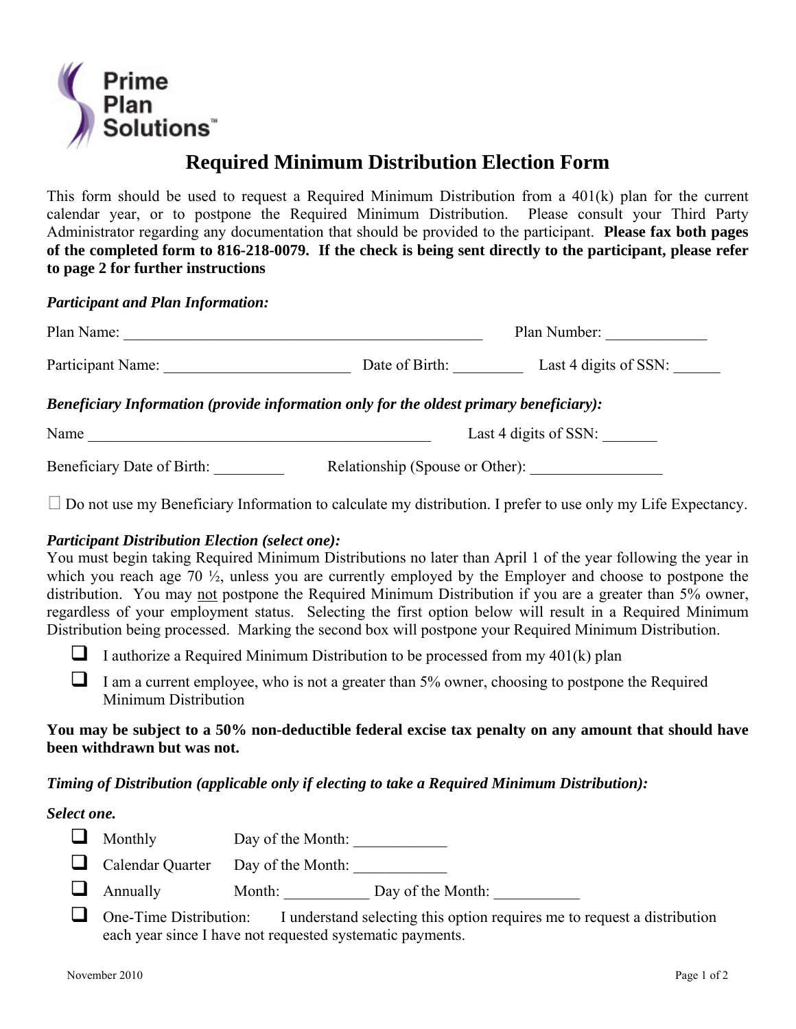Prime Plan Solutions™

# Required Minimum Distribution Election Form

This form should be used to request a Required Minimum Distribution from a 401(k) plan for the current calendar year, or to postpone the Required Minimum Distribution. Please consult your Third Party Administrator regarding any documentation that should be provided to the participant. **Please fax both pages of the completed form to 816-218-0079. If the check is being sent directly to the participant, please refer to page 2 for further instructions**

***Participant and Plan Information:***

Plan Name: ______________________________________________ Plan Number: _____________

Participant Name: ________________________ Date of Birth: _________ Last 4 digits of SSN: ______

***Beneficiary Information (provide information only for the oldest primary beneficiary):***

Name ____________________________________________ Last 4 digits of SSN: _______

Beneficiary Date of Birth: _________ Relationship (Spouse or Other): _________________

☐ Do not use my Beneficiary Information to calculate my distribution. I prefer to use only my Life Expectancy.

***Participant Distribution Election (select one):***

You must begin taking Required Minimum Distributions no later than April 1 of the year following the year in which you reach age 70 ½, unless you are currently employed by the Employer and choose to postpone the distribution. You may not postpone the Required Minimum Distribution if you are a greater than 5% owner, regardless of your employment status. Selecting the first option below will result in a Required Minimum Distribution being processed. Marking the second box will postpone your Required Minimum Distribution.

- ☐ I authorize a Required Minimum Distribution to be processed from my 401(k) plan
- ☐ I am a current employee, who is not a greater than 5% owner, choosing to postpone the Required Minimum Distribution

**You may be subject to a 50% non-deductible federal excise tax penalty on any amount that should have been withdrawn but was not.**

***Timing of Distribution (applicable only if electing to take a Required Minimum Distribution):***

***Select one.***

- ☐ Monthly Day of the Month: ____________
- ☐ Calendar Quarter Day of the Month: ____________
- ☐ Annually Month: ___________ Day of the Month: ___________
- ☐ One-Time Distribution: I understand selecting this option requires me to request a distribution each year since I have not requested systematic payments.

November 2010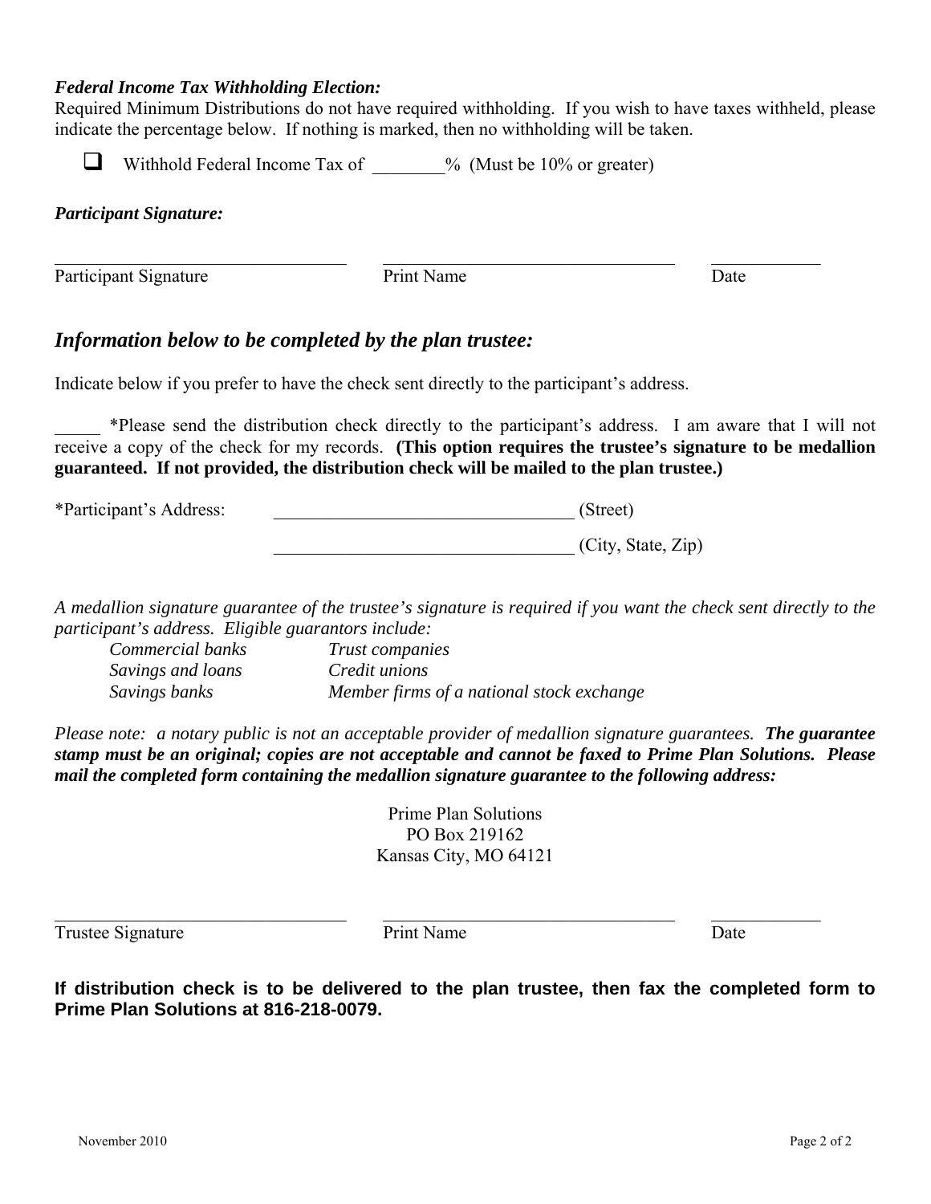***Federal Income Tax Withholding Election:***
Required Minimum Distributions do not have required withholding. If you wish to have taxes withheld, please indicate the percentage below. If nothing is marked, then no withholding will be taken.

☐ Withhold Federal Income Tax of ________% (Must be 10% or greater)

***Participant Signature:***

| ___________________________________ | ___________________________________ | ____________ |
|---|---|---|
| Participant Signature | Print Name | Date |

## *Information below to be completed by the plan trustee:*

Indicate below if you prefer to have the check sent directly to the participant's address.

_____ *Please send the distribution check directly to the participant's address. I am aware that I will not receive a copy of the check for my records. **(This option requires the trustee's signature to be medallion guaranteed. If not provided, the distribution check will be mailed to the plan trustee.)**

*Participant's Address: _________________________________ (Street)

_________________________________ (City, State, Zip)

*A medallion signature guarantee of the trustee's signature is required if you want the check sent directly to the participant's address. Eligible guarantors include:*

| | |
|---|---|
| *Commercial banks* | *Trust companies* |
| *Savings and loans* | *Credit unions* |
| *Savings banks* | *Member firms of a national stock exchange* |

*Please note: a notary public is not an acceptable provider of medallion signature guarantees.* ***The guarantee stamp must be an original; copies are not acceptable and cannot be faxed to Prime Plan Solutions. Please mail the completed form containing the medallion signature guarantee to the following address:***

Prime Plan Solutions
PO Box 219162
Kansas City, MO 64121

| ___________________________________ | ___________________________________ | ____________ |
|---|---|---|
| Trustee Signature | Print Name | Date |

**If distribution check is to be delivered to the plan trustee, then fax the completed form to Prime Plan Solutions at 816-218-0079.**

November 2010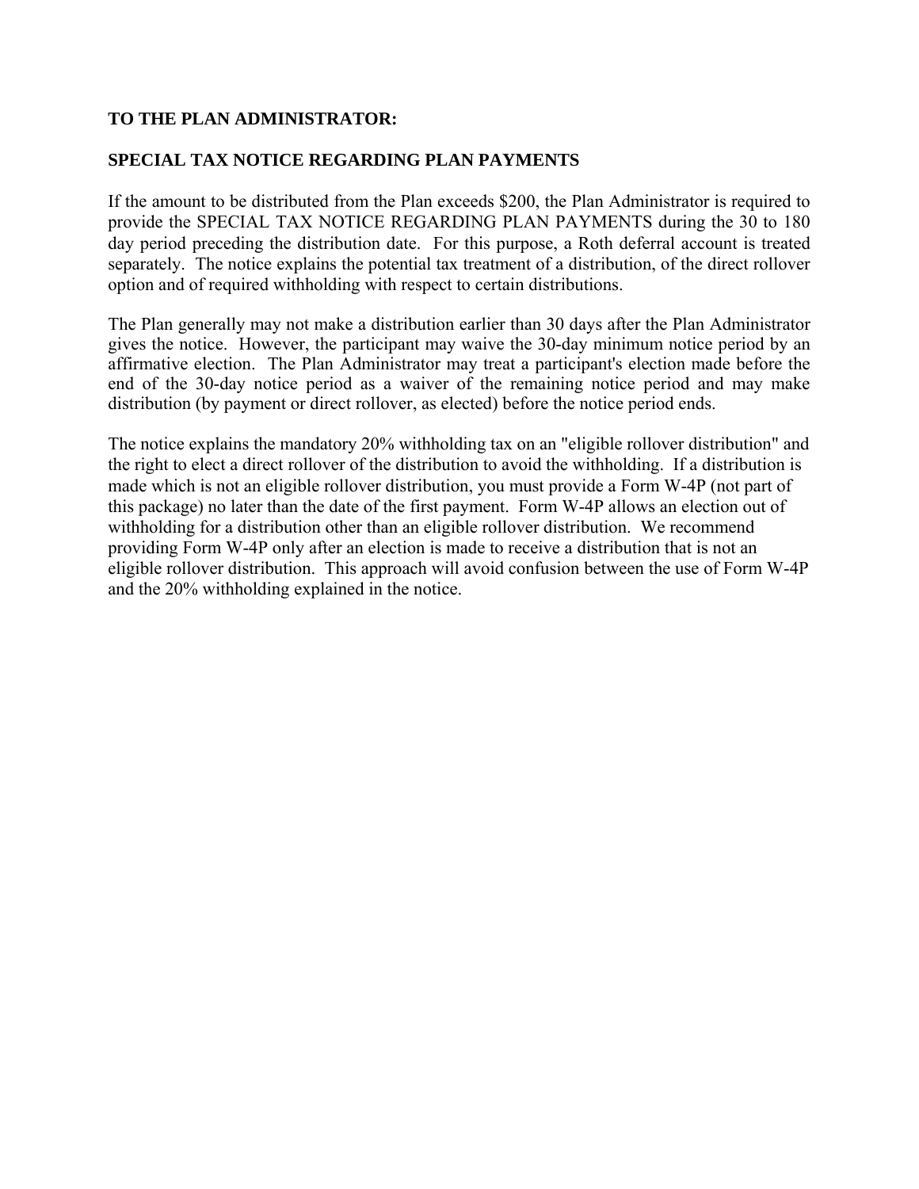**TO THE PLAN ADMINISTRATOR:**

**SPECIAL TAX NOTICE REGARDING PLAN PAYMENTS**

If the amount to be distributed from the Plan exceeds $200, the Plan Administrator is required to provide the SPECIAL TAX NOTICE REGARDING PLAN PAYMENTS during the 30 to 180 day period preceding the distribution date. For this purpose, a Roth deferral account is treated separately. The notice explains the potential tax treatment of a distribution, of the direct rollover option and of required withholding with respect to certain distributions.

The Plan generally may not make a distribution earlier than 30 days after the Plan Administrator gives the notice. However, the participant may waive the 30-day minimum notice period by an affirmative election. The Plan Administrator may treat a participant's election made before the end of the 30-day notice period as a waiver of the remaining notice period and may make distribution (by payment or direct rollover, as elected) before the notice period ends.

The notice explains the mandatory 20% withholding tax on an "eligible rollover distribution" and the right to elect a direct rollover of the distribution to avoid the withholding. If a distribution is made which is not an eligible rollover distribution, you must provide a Form W-4P (not part of this package) no later than the date of the first payment. Form W-4P allows an election out of withholding for a distribution other than an eligible rollover distribution. We recommend providing Form W-4P only after an election is made to receive a distribution that is not an eligible rollover distribution. This approach will avoid confusion between the use of Form W-4P and the 20% withholding explained in the notice.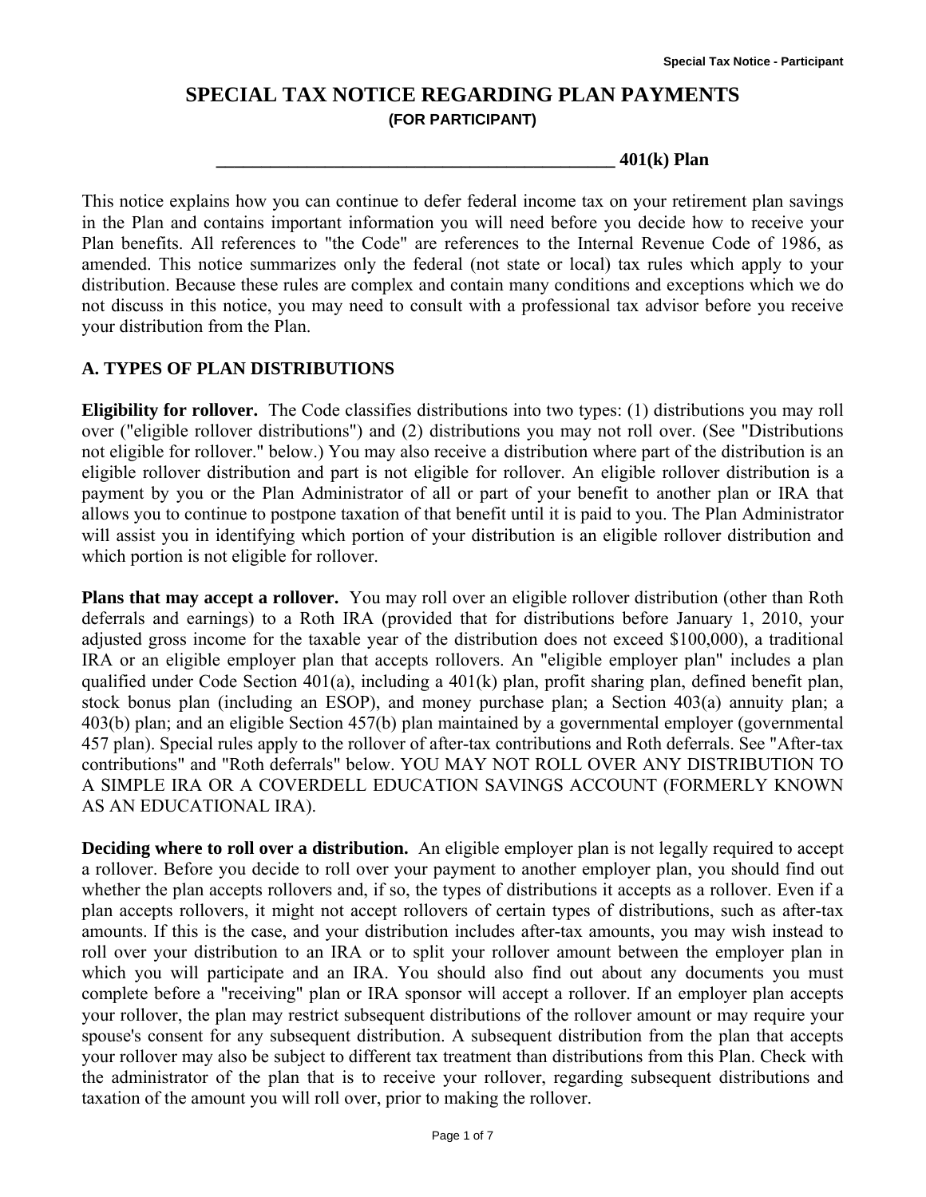# SPECIAL TAX NOTICE REGARDING PLAN PAYMENTS

**(FOR PARTICIPANT)**

**\_\_\_\_\_\_\_\_\_\_\_\_\_\_\_\_\_\_\_\_\_\_\_\_\_\_\_\_\_\_\_\_\_\_\_\_\_\_\_\_\_\_\_\_\_\_ 401(k) Plan**

This notice explains how you can continue to defer federal income tax on your retirement plan savings in the Plan and contains important information you will need before you decide how to receive your Plan benefits. All references to "the Code" are references to the Internal Revenue Code of 1986, as amended. This notice summarizes only the federal (not state or local) tax rules which apply to your distribution. Because these rules are complex and contain many conditions and exceptions which we do not discuss in this notice, you may need to consult with a professional tax advisor before you receive your distribution from the Plan.

## A. TYPES OF PLAN DISTRIBUTIONS

**Eligibility for rollover.** The Code classifies distributions into two types: (1) distributions you may roll over ("eligible rollover distributions") and (2) distributions you may not roll over. (See "Distributions not eligible for rollover." below.) You may also receive a distribution where part of the distribution is an eligible rollover distribution and part is not eligible for rollover. An eligible rollover distribution is a payment by you or the Plan Administrator of all or part of your benefit to another plan or IRA that allows you to continue to postpone taxation of that benefit until it is paid to you. The Plan Administrator will assist you in identifying which portion of your distribution is an eligible rollover distribution and which portion is not eligible for rollover.

**Plans that may accept a rollover.** You may roll over an eligible rollover distribution (other than Roth deferrals and earnings) to a Roth IRA (provided that for distributions before January 1, 2010, your adjusted gross income for the taxable year of the distribution does not exceed $100,000), a traditional IRA or an eligible employer plan that accepts rollovers. An "eligible employer plan" includes a plan qualified under Code Section 401(a), including a 401(k) plan, profit sharing plan, defined benefit plan, stock bonus plan (including an ESOP), and money purchase plan; a Section 403(a) annuity plan; a 403(b) plan; and an eligible Section 457(b) plan maintained by a governmental employer (governmental 457 plan). Special rules apply to the rollover of after-tax contributions and Roth deferrals. See "After-tax contributions" and "Roth deferrals" below. YOU MAY NOT ROLL OVER ANY DISTRIBUTION TO A SIMPLE IRA OR A COVERDELL EDUCATION SAVINGS ACCOUNT (FORMERLY KNOWN AS AN EDUCATIONAL IRA).

**Deciding where to roll over a distribution.** An eligible employer plan is not legally required to accept a rollover. Before you decide to roll over your payment to another employer plan, you should find out whether the plan accepts rollovers and, if so, the types of distributions it accepts as a rollover. Even if a plan accepts rollovers, it might not accept rollovers of certain types of distributions, such as after-tax amounts. If this is the case, and your distribution includes after-tax amounts, you may wish instead to roll over your distribution to an IRA or to split your rollover amount between the employer plan in which you will participate and an IRA. You should also find out about any documents you must complete before a "receiving" plan or IRA sponsor will accept a rollover. If an employer plan accepts your rollover, the plan may restrict subsequent distributions of the rollover amount or may require your spouse's consent for any subsequent distribution. A subsequent distribution from the plan that accepts your rollover may also be subject to different tax treatment than distributions from this Plan. Check with the administrator of the plan that is to receive your rollover, regarding subsequent distributions and taxation of the amount you will roll over, prior to making the rollover.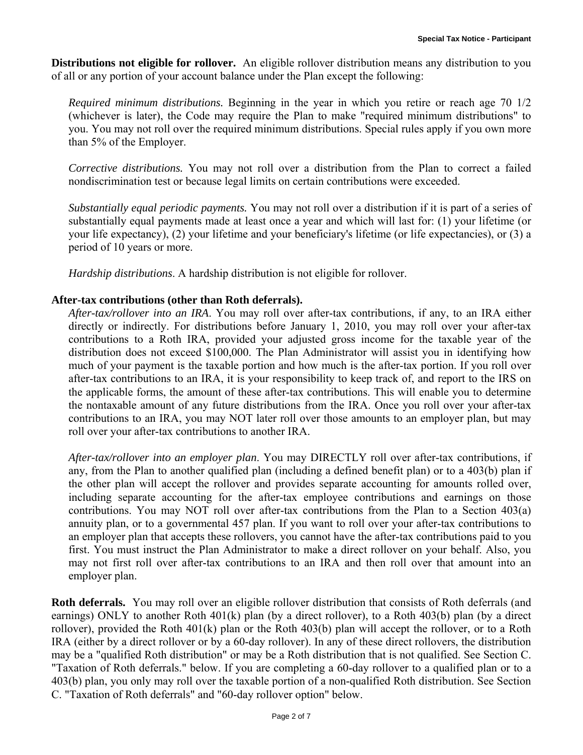**Distributions not eligible for rollover.** An eligible rollover distribution means any distribution to you of all or any portion of your account balance under the Plan except the following:

*Required minimum distributions.* Beginning in the year in which you retire or reach age 70 1/2 (whichever is later), the Code may require the Plan to make "required minimum distributions" to you. You may not roll over the required minimum distributions. Special rules apply if you own more than 5% of the Employer.

*Corrective distributions.* You may not roll over a distribution from the Plan to correct a failed nondiscrimination test or because legal limits on certain contributions were exceeded.

*Substantially equal periodic payments.* You may not roll over a distribution if it is part of a series of substantially equal payments made at least once a year and which will last for: (1) your lifetime (or your life expectancy), (2) your lifetime and your beneficiary's lifetime (or life expectancies), or (3) a period of 10 years or more.

*Hardship distributions*. A hardship distribution is not eligible for rollover.

**After-tax contributions (other than Roth deferrals).**

*After-tax/rollover into an IRA*. You may roll over after-tax contributions, if any, to an IRA either directly or indirectly. For distributions before January 1, 2010, you may roll over your after-tax contributions to a Roth IRA, provided your adjusted gross income for the taxable year of the distribution does not exceed $100,000. The Plan Administrator will assist you in identifying how much of your payment is the taxable portion and how much is the after-tax portion. If you roll over after-tax contributions to an IRA, it is your responsibility to keep track of, and report to the IRS on the applicable forms, the amount of these after-tax contributions. This will enable you to determine the nontaxable amount of any future distributions from the IRA. Once you roll over your after-tax contributions to an IRA, you may NOT later roll over those amounts to an employer plan, but may roll over your after-tax contributions to another IRA.

*After-tax/rollover into an employer plan*. You may DIRECTLY roll over after-tax contributions, if any, from the Plan to another qualified plan (including a defined benefit plan) or to a 403(b) plan if the other plan will accept the rollover and provides separate accounting for amounts rolled over, including separate accounting for the after-tax employee contributions and earnings on those contributions. You may NOT roll over after-tax contributions from the Plan to a Section 403(a) annuity plan, or to a governmental 457 plan. If you want to roll over your after-tax contributions to an employer plan that accepts these rollovers, you cannot have the after-tax contributions paid to you first. You must instruct the Plan Administrator to make a direct rollover on your behalf. Also, you may not first roll over after-tax contributions to an IRA and then roll over that amount into an employer plan.

**Roth deferrals.** You may roll over an eligible rollover distribution that consists of Roth deferrals (and earnings) ONLY to another Roth 401(k) plan (by a direct rollover), to a Roth 403(b) plan (by a direct rollover), provided the Roth 401(k) plan or the Roth 403(b) plan will accept the rollover, or to a Roth IRA (either by a direct rollover or by a 60-day rollover). In any of these direct rollovers, the distribution may be a "qualified Roth distribution" or may be a Roth distribution that is not qualified. See Section C. "Taxation of Roth deferrals." below. If you are completing a 60-day rollover to a qualified plan or to a 403(b) plan, you only may roll over the taxable portion of a non-qualified Roth distribution. See Section C. "Taxation of Roth deferrals" and "60-day rollover option" below.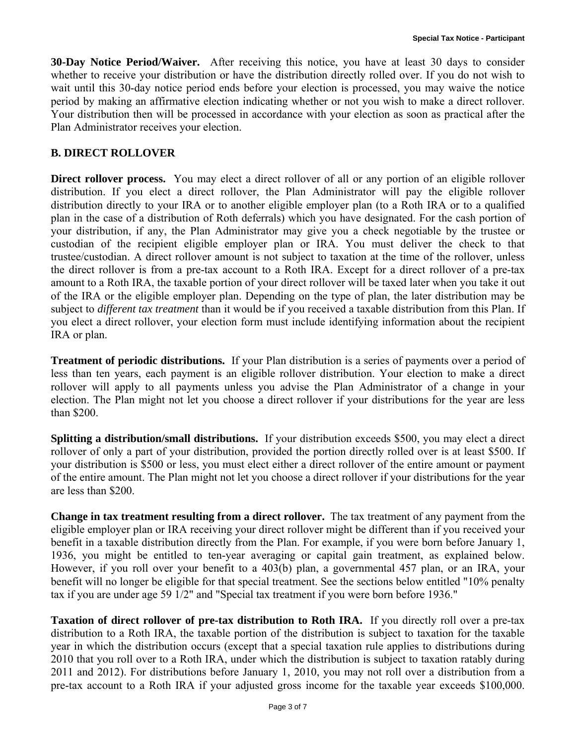**30-Day Notice Period/Waiver.** After receiving this notice, you have at least 30 days to consider whether to receive your distribution or have the distribution directly rolled over. If you do not wish to wait until this 30-day notice period ends before your election is processed, you may waive the notice period by making an affirmative election indicating whether or not you wish to make a direct rollover. Your distribution then will be processed in accordance with your election as soon as practical after the Plan Administrator receives your election.

## B. DIRECT ROLLOVER

**Direct rollover process.** You may elect a direct rollover of all or any portion of an eligible rollover distribution. If you elect a direct rollover, the Plan Administrator will pay the eligible rollover distribution directly to your IRA or to another eligible employer plan (to a Roth IRA or to a qualified plan in the case of a distribution of Roth deferrals) which you have designated. For the cash portion of your distribution, if any, the Plan Administrator may give you a check negotiable by the trustee or custodian of the recipient eligible employer plan or IRA. You must deliver the check to that trustee/custodian. A direct rollover amount is not subject to taxation at the time of the rollover, unless the direct rollover is from a pre-tax account to a Roth IRA. Except for a direct rollover of a pre-tax amount to a Roth IRA, the taxable portion of your direct rollover will be taxed later when you take it out of the IRA or the eligible employer plan. Depending on the type of plan, the later distribution may be subject to *different tax treatment* than it would be if you received a taxable distribution from this Plan. If you elect a direct rollover, your election form must include identifying information about the recipient IRA or plan.

**Treatment of periodic distributions.** If your Plan distribution is a series of payments over a period of less than ten years, each payment is an eligible rollover distribution. Your election to make a direct rollover will apply to all payments unless you advise the Plan Administrator of a change in your election. The Plan might not let you choose a direct rollover if your distributions for the year are less than $200.

**Splitting a distribution/small distributions.** If your distribution exceeds $500, you may elect a direct rollover of only a part of your distribution, provided the portion directly rolled over is at least $500. If your distribution is $500 or less, you must elect either a direct rollover of the entire amount or payment of the entire amount. The Plan might not let you choose a direct rollover if your distributions for the year are less than $200.

**Change in tax treatment resulting from a direct rollover.** The tax treatment of any payment from the eligible employer plan or IRA receiving your direct rollover might be different than if you received your benefit in a taxable distribution directly from the Plan. For example, if you were born before January 1, 1936, you might be entitled to ten-year averaging or capital gain treatment, as explained below. However, if you roll over your benefit to a 403(b) plan, a governmental 457 plan, or an IRA, your benefit will no longer be eligible for that special treatment. See the sections below entitled "10% penalty tax if you are under age 59 1/2" and "Special tax treatment if you were born before 1936."

**Taxation of direct rollover of pre-tax distribution to Roth IRA.** If you directly roll over a pre-tax distribution to a Roth IRA, the taxable portion of the distribution is subject to taxation for the taxable year in which the distribution occurs (except that a special taxation rule applies to distributions during 2010 that you roll over to a Roth IRA, under which the distribution is subject to taxation ratably during 2011 and 2012). For distributions before January 1, 2010, you may not roll over a distribution from a pre-tax account to a Roth IRA if your adjusted gross income for the taxable year exceeds $100,000.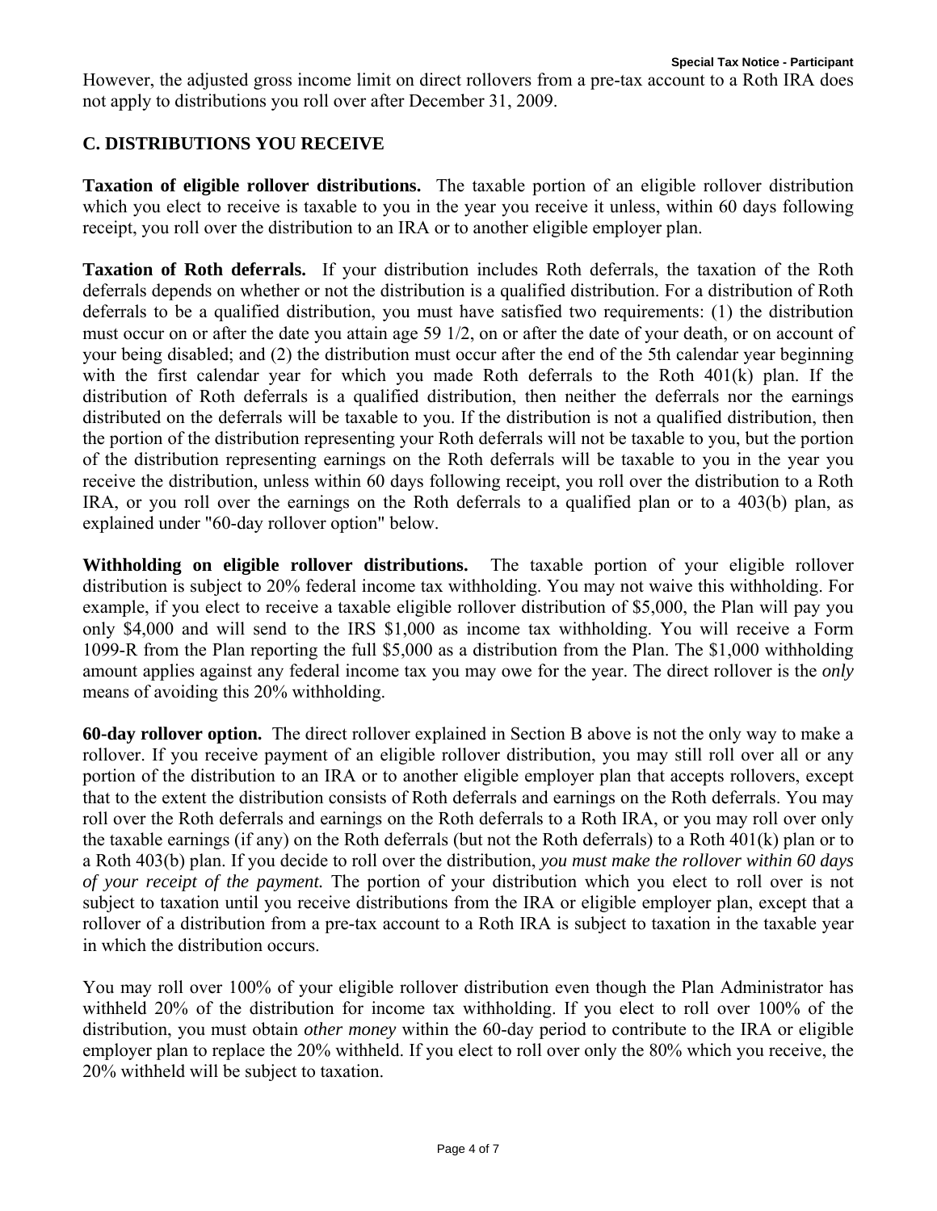However, the adjusted gross income limit on direct rollovers from a pre-tax account to a Roth IRA does not apply to distributions you roll over after December 31, 2009.

## C. DISTRIBUTIONS YOU RECEIVE

**Taxation of eligible rollover distributions.** The taxable portion of an eligible rollover distribution which you elect to receive is taxable to you in the year you receive it unless, within 60 days following receipt, you roll over the distribution to an IRA or to another eligible employer plan.

**Taxation of Roth deferrals.** If your distribution includes Roth deferrals, the taxation of the Roth deferrals depends on whether or not the distribution is a qualified distribution. For a distribution of Roth deferrals to be a qualified distribution, you must have satisfied two requirements: (1) the distribution must occur on or after the date you attain age 59 1/2, on or after the date of your death, or on account of your being disabled; and (2) the distribution must occur after the end of the 5th calendar year beginning with the first calendar year for which you made Roth deferrals to the Roth 401(k) plan. If the distribution of Roth deferrals is a qualified distribution, then neither the deferrals nor the earnings distributed on the deferrals will be taxable to you. If the distribution is not a qualified distribution, then the portion of the distribution representing your Roth deferrals will not be taxable to you, but the portion of the distribution representing earnings on the Roth deferrals will be taxable to you in the year you receive the distribution, unless within 60 days following receipt, you roll over the distribution to a Roth IRA, or you roll over the earnings on the Roth deferrals to a qualified plan or to a 403(b) plan, as explained under "60-day rollover option" below.

**Withholding on eligible rollover distributions.** The taxable portion of your eligible rollover distribution is subject to 20% federal income tax withholding. You may not waive this withholding. For example, if you elect to receive a taxable eligible rollover distribution of $5,000, the Plan will pay you only $4,000 and will send to the IRS $1,000 as income tax withholding. You will receive a Form 1099-R from the Plan reporting the full $5,000 as a distribution from the Plan. The $1,000 withholding amount applies against any federal income tax you may owe for the year. The direct rollover is the *only* means of avoiding this 20% withholding.

**60-day rollover option.** The direct rollover explained in Section B above is not the only way to make a rollover. If you receive payment of an eligible rollover distribution, you may still roll over all or any portion of the distribution to an IRA or to another eligible employer plan that accepts rollovers, except that to the extent the distribution consists of Roth deferrals and earnings on the Roth deferrals. You may roll over the Roth deferrals and earnings on the Roth deferrals to a Roth IRA, or you may roll over only the taxable earnings (if any) on the Roth deferrals (but not the Roth deferrals) to a Roth 401(k) plan or to a Roth 403(b) plan. If you decide to roll over the distribution, *you must make the rollover within 60 days of your receipt of the payment.* The portion of your distribution which you elect to roll over is not subject to taxation until you receive distributions from the IRA or eligible employer plan, except that a rollover of a distribution from a pre-tax account to a Roth IRA is subject to taxation in the taxable year in which the distribution occurs.

You may roll over 100% of your eligible rollover distribution even though the Plan Administrator has withheld 20% of the distribution for income tax withholding. If you elect to roll over 100% of the distribution, you must obtain *other money* within the 60-day period to contribute to the IRA or eligible employer plan to replace the 20% withheld. If you elect to roll over only the 80% which you receive, the 20% withheld will be subject to taxation.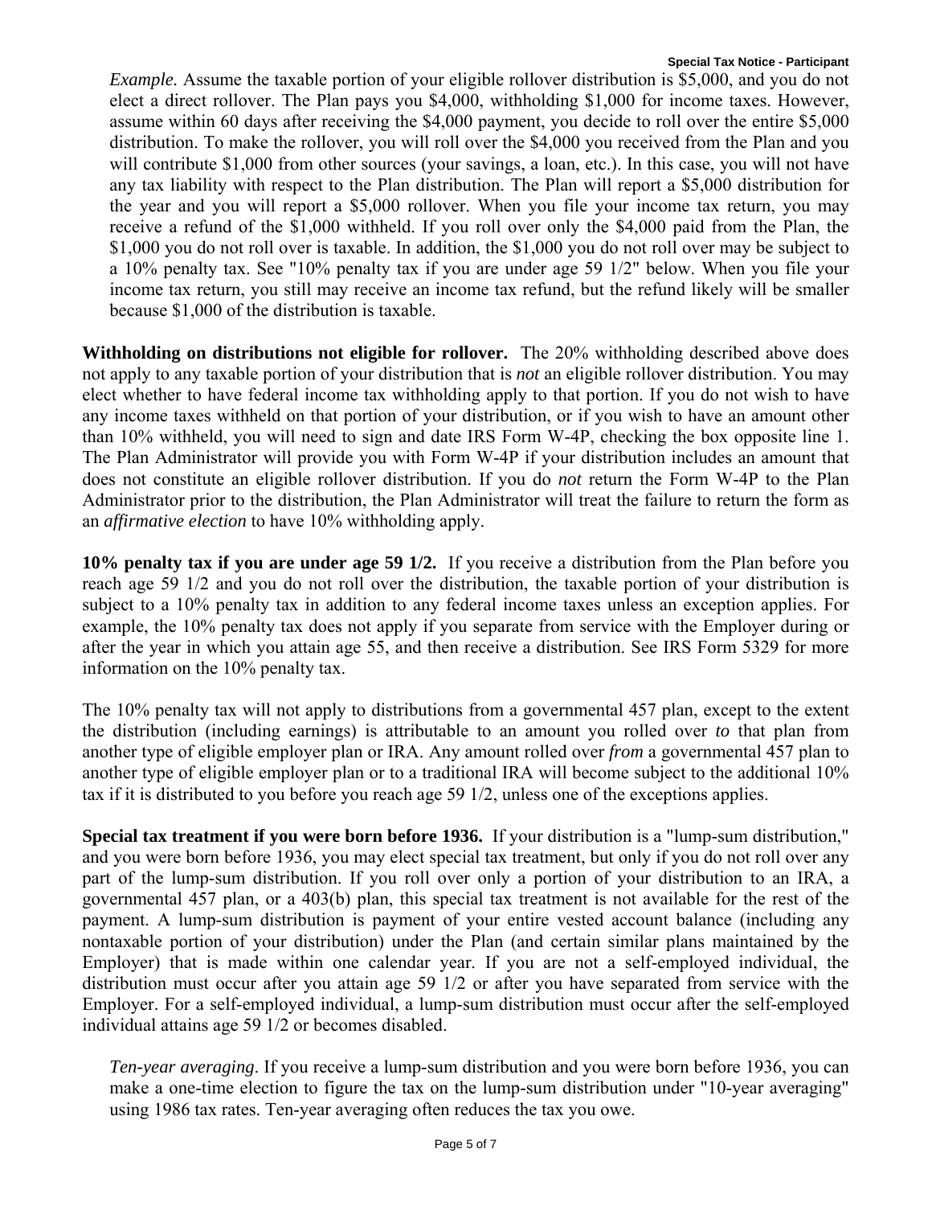*Example.* Assume the taxable portion of your eligible rollover distribution is $5,000, and you do not elect a direct rollover. The Plan pays you $4,000, withholding $1,000 for income taxes. However, assume within 60 days after receiving the $4,000 payment, you decide to roll over the entire $5,000 distribution. To make the rollover, you will roll over the $4,000 you received from the Plan and you will contribute $1,000 from other sources (your savings, a loan, etc.). In this case, you will not have any tax liability with respect to the Plan distribution. The Plan will report a $5,000 distribution for the year and you will report a $5,000 rollover. When you file your income tax return, you may receive a refund of the $1,000 withheld. If you roll over only the $4,000 paid from the Plan, the $1,000 you do not roll over is taxable. In addition, the $1,000 you do not roll over may be subject to a 10% penalty tax. See "10% penalty tax if you are under age 59 1/2" below. When you file your income tax return, you still may receive an income tax refund, but the refund likely will be smaller because $1,000 of the distribution is taxable.

**Withholding on distributions not eligible for rollover.** The 20% withholding described above does not apply to any taxable portion of your distribution that is *not* an eligible rollover distribution. You may elect whether to have federal income tax withholding apply to that portion. If you do not wish to have any income taxes withheld on that portion of your distribution, or if you wish to have an amount other than 10% withheld, you will need to sign and date IRS Form W-4P, checking the box opposite line 1. The Plan Administrator will provide you with Form W-4P if your distribution includes an amount that does not constitute an eligible rollover distribution. If you do *not* return the Form W-4P to the Plan Administrator prior to the distribution, the Plan Administrator will treat the failure to return the form as an *affirmative election* to have 10% withholding apply.

**10% penalty tax if you are under age 59 1/2.** If you receive a distribution from the Plan before you reach age 59 1/2 and you do not roll over the distribution, the taxable portion of your distribution is subject to a 10% penalty tax in addition to any federal income taxes unless an exception applies. For example, the 10% penalty tax does not apply if you separate from service with the Employer during or after the year in which you attain age 55, and then receive a distribution. See IRS Form 5329 for more information on the 10% penalty tax.

The 10% penalty tax will not apply to distributions from a governmental 457 plan, except to the extent the distribution (including earnings) is attributable to an amount you rolled over *to* that plan from another type of eligible employer plan or IRA. Any amount rolled over *from* a governmental 457 plan to another type of eligible employer plan or to a traditional IRA will become subject to the additional 10% tax if it is distributed to you before you reach age 59 1/2, unless one of the exceptions applies.

**Special tax treatment if you were born before 1936.** If your distribution is a "lump-sum distribution," and you were born before 1936, you may elect special tax treatment, but only if you do not roll over any part of the lump-sum distribution. If you roll over only a portion of your distribution to an IRA, a governmental 457 plan, or a 403(b) plan, this special tax treatment is not available for the rest of the payment. A lump-sum distribution is payment of your entire vested account balance (including any nontaxable portion of your distribution) under the Plan (and certain similar plans maintained by the Employer) that is made within one calendar year. If you are not a self-employed individual, the distribution must occur after you attain age 59 1/2 or after you have separated from service with the Employer. For a self-employed individual, a lump-sum distribution must occur after the self-employed individual attains age 59 1/2 or becomes disabled.

*Ten-year averaging*. If you receive a lump-sum distribution and you were born before 1936, you can make a one-time election to figure the tax on the lump-sum distribution under "10-year averaging" using 1986 tax rates. Ten-year averaging often reduces the tax you owe.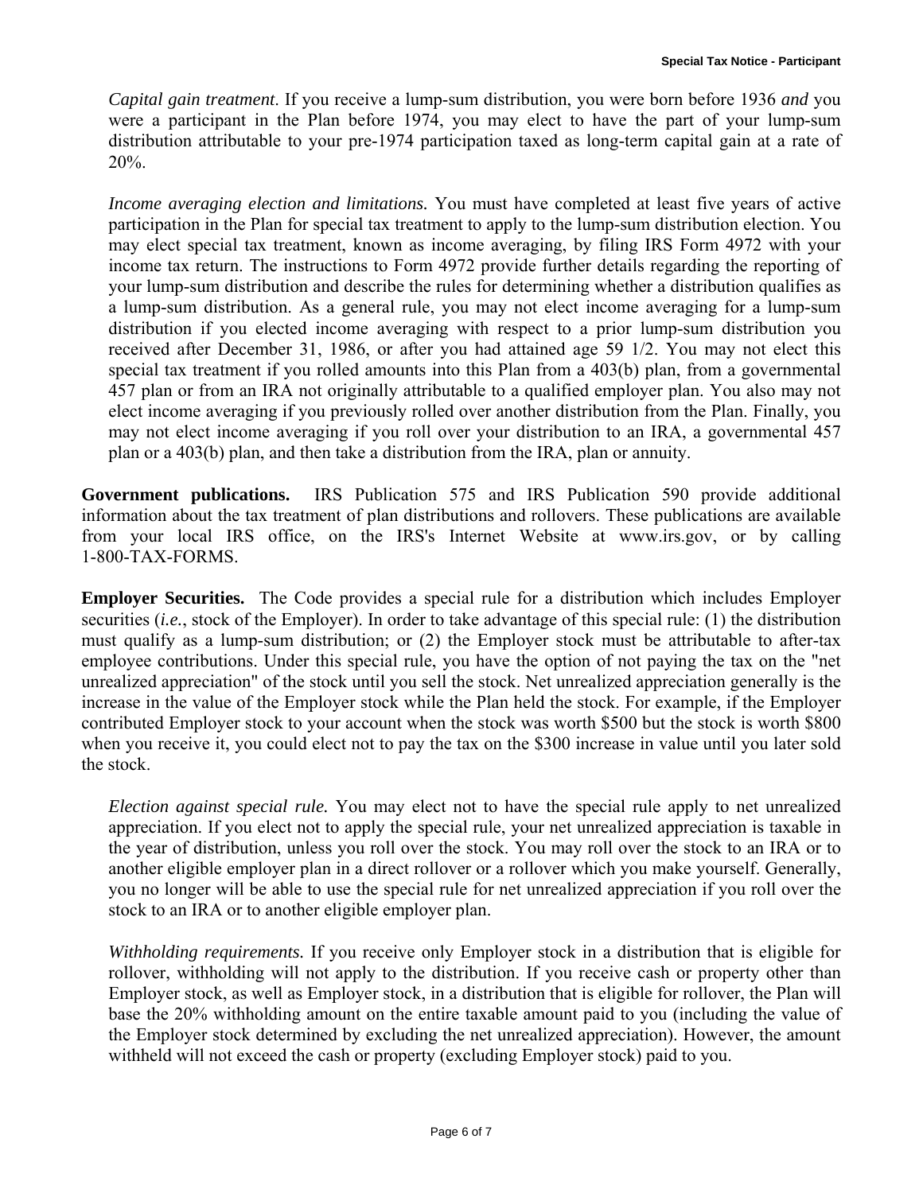*Capital gain treatment*. If you receive a lump-sum distribution, you were born before 1936 *and* you were a participant in the Plan before 1974, you may elect to have the part of your lump-sum distribution attributable to your pre-1974 participation taxed as long-term capital gain at a rate of 20%.

*Income averaging election and limitations.* You must have completed at least five years of active participation in the Plan for special tax treatment to apply to the lump-sum distribution election. You may elect special tax treatment, known as income averaging, by filing IRS Form 4972 with your income tax return. The instructions to Form 4972 provide further details regarding the reporting of your lump-sum distribution and describe the rules for determining whether a distribution qualifies as a lump-sum distribution. As a general rule, you may not elect income averaging for a lump-sum distribution if you elected income averaging with respect to a prior lump-sum distribution you received after December 31, 1986, or after you had attained age 59 1/2. You may not elect this special tax treatment if you rolled amounts into this Plan from a 403(b) plan, from a governmental 457 plan or from an IRA not originally attributable to a qualified employer plan. You also may not elect income averaging if you previously rolled over another distribution from the Plan. Finally, you may not elect income averaging if you roll over your distribution to an IRA, a governmental 457 plan or a 403(b) plan, and then take a distribution from the IRA, plan or annuity.

**Government publications.** IRS Publication 575 and IRS Publication 590 provide additional information about the tax treatment of plan distributions and rollovers. These publications are available from your local IRS office, on the IRS's Internet Website at www.irs.gov, or by calling 1-800-TAX-FORMS.

**Employer Securities.** The Code provides a special rule for a distribution which includes Employer securities (*i.e.*, stock of the Employer). In order to take advantage of this special rule: (1) the distribution must qualify as a lump-sum distribution; or (2) the Employer stock must be attributable to after-tax employee contributions. Under this special rule, you have the option of not paying the tax on the "net unrealized appreciation" of the stock until you sell the stock. Net unrealized appreciation generally is the increase in the value of the Employer stock while the Plan held the stock. For example, if the Employer contributed Employer stock to your account when the stock was worth $500 but the stock is worth $800 when you receive it, you could elect not to pay the tax on the $300 increase in value until you later sold the stock.

*Election against special rule.* You may elect not to have the special rule apply to net unrealized appreciation. If you elect not to apply the special rule, your net unrealized appreciation is taxable in the year of distribution, unless you roll over the stock. You may roll over the stock to an IRA or to another eligible employer plan in a direct rollover or a rollover which you make yourself. Generally, you no longer will be able to use the special rule for net unrealized appreciation if you roll over the stock to an IRA or to another eligible employer plan.

*Withholding requirements.* If you receive only Employer stock in a distribution that is eligible for rollover, withholding will not apply to the distribution. If you receive cash or property other than Employer stock, as well as Employer stock, in a distribution that is eligible for rollover, the Plan will base the 20% withholding amount on the entire taxable amount paid to you (including the value of the Employer stock determined by excluding the net unrealized appreciation). However, the amount withheld will not exceed the cash or property (excluding Employer stock) paid to you.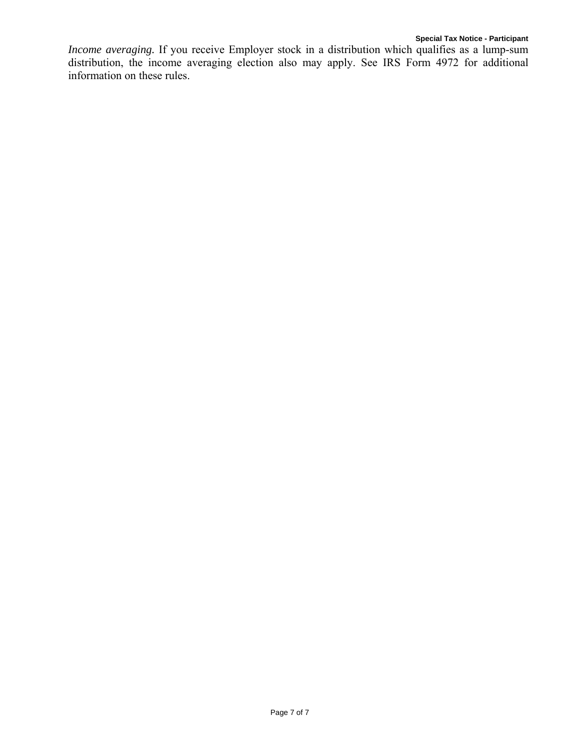*Income averaging.* If you receive Employer stock in a distribution which qualifies as a lump-sum distribution, the income averaging election also may apply. See IRS Form 4972 for additional information on these rules.